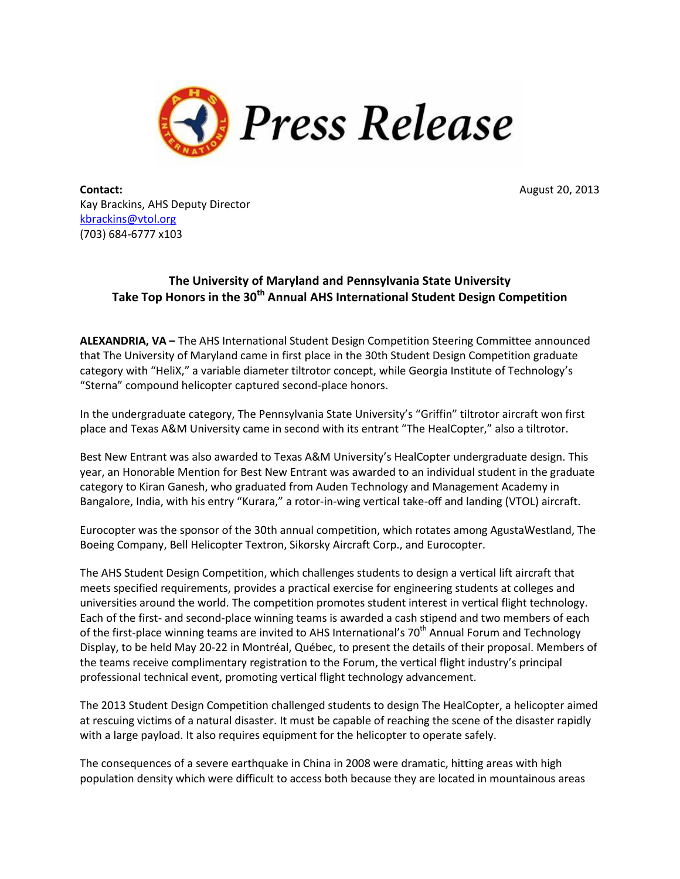# Press Release

**Contact:**
Kay Brackins, AHS Deputy Director
kbrackins@vtol.org
(703) 684-6777 x103

August 20, 2013

## The University of Maryland and Pennsylvania State University Take Top Honors in the 30th Annual AHS International Student Design Competition

**ALEXANDRIA, VA –** The AHS International Student Design Competition Steering Committee announced that The University of Maryland came in first place in the 30th Student Design Competition graduate category with "HeliX," a variable diameter tiltrotor concept, while Georgia Institute of Technology's "Sterna" compound helicopter captured second-place honors.

In the undergraduate category, The Pennsylvania State University's "Griffin" tiltrotor aircraft won first place and Texas A&M University came in second with its entrant "The HealCopter," also a tiltrotor.

Best New Entrant was also awarded to Texas A&M University's HealCopter undergraduate design. This year, an Honorable Mention for Best New Entrant was awarded to an individual student in the graduate category to Kiran Ganesh, who graduated from Auden Technology and Management Academy in Bangalore, India, with his entry "Kurara," a rotor-in-wing vertical take-off and landing (VTOL) aircraft.

Eurocopter was the sponsor of the 30th annual competition, which rotates among AgustaWestland, The Boeing Company, Bell Helicopter Textron, Sikorsky Aircraft Corp., and Eurocopter.

The AHS Student Design Competition, which challenges students to design a vertical lift aircraft that meets specified requirements, provides a practical exercise for engineering students at colleges and universities around the world. The competition promotes student interest in vertical flight technology. Each of the first- and second-place winning teams is awarded a cash stipend and two members of each of the first-place winning teams are invited to AHS International's 70th Annual Forum and Technology Display, to be held May 20-22 in Montréal, Québec, to present the details of their proposal. Members of the teams receive complimentary registration to the Forum, the vertical flight industry's principal professional technical event, promoting vertical flight technology advancement.

The 2013 Student Design Competition challenged students to design The HealCopter, a helicopter aimed at rescuing victims of a natural disaster. It must be capable of reaching the scene of the disaster rapidly with a large payload. It also requires equipment for the helicopter to operate safely.

The consequences of a severe earthquake in China in 2008 were dramatic, hitting areas with high population density which were difficult to access both because they are located in mountainous areas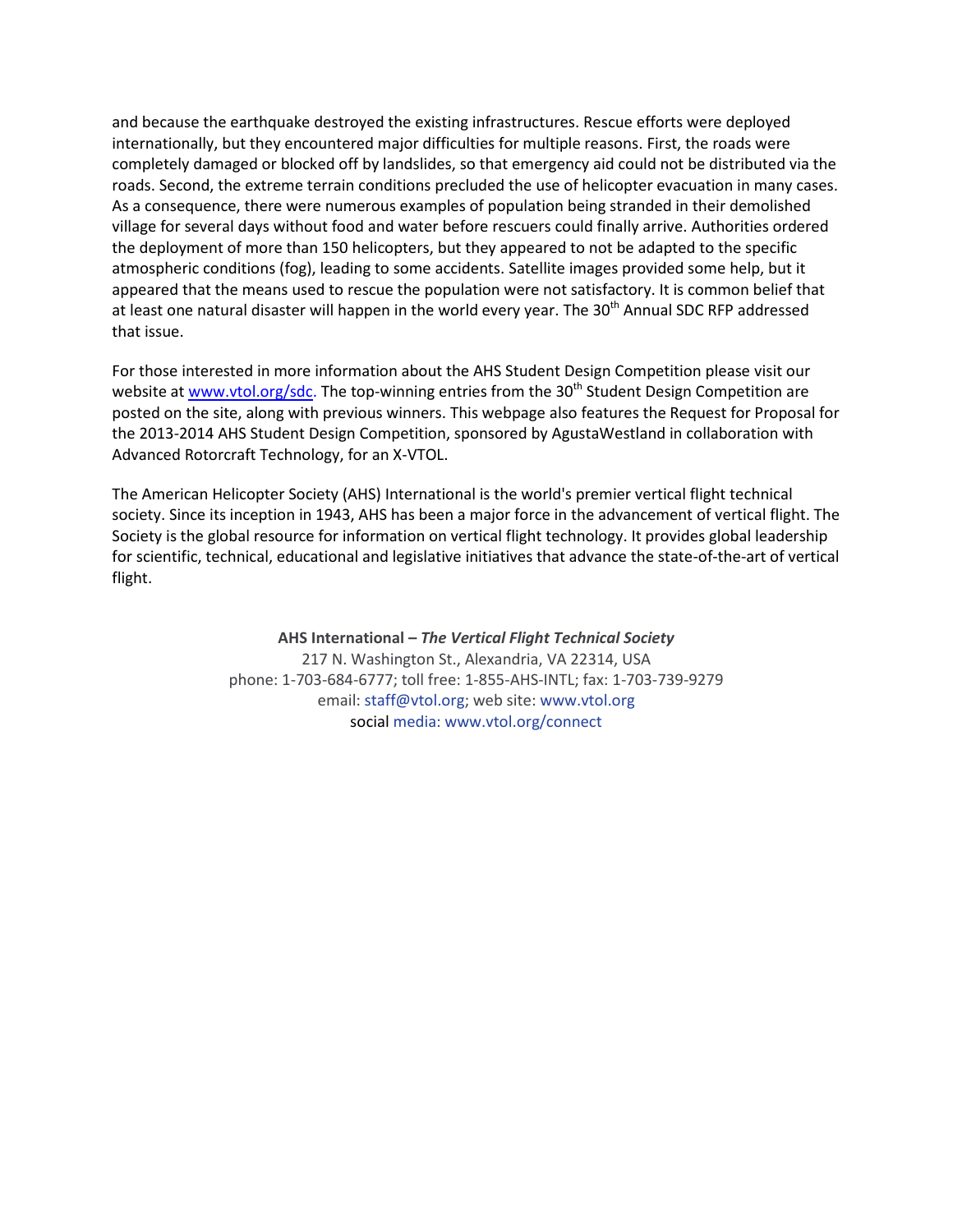and because the earthquake destroyed the existing infrastructures. Rescue efforts were deployed internationally, but they encountered major difficulties for multiple reasons. First, the roads were completely damaged or blocked off by landslides, so that emergency aid could not be distributed via the roads. Second, the extreme terrain conditions precluded the use of helicopter evacuation in many cases. As a consequence, there were numerous examples of population being stranded in their demolished village for several days without food and water before rescuers could finally arrive. Authorities ordered the deployment of more than 150 helicopters, but they appeared to not be adapted to the specific atmospheric conditions (fog), leading to some accidents. Satellite images provided some help, but it appeared that the means used to rescue the population were not satisfactory. It is common belief that at least one natural disaster will happen in the world every year. The 30th Annual SDC RFP addressed that issue.

For those interested in more information about the AHS Student Design Competition please visit our website at [www.vtol.org/sdc](http://www.vtol.org/sdc). The top-winning entries from the 30th Student Design Competition are posted on the site, along with previous winners. This webpage also features the Request for Proposal for the 2013-2014 AHS Student Design Competition, sponsored by AgustaWestland in collaboration with Advanced Rotorcraft Technology, for an X-VTOL.

The American Helicopter Society (AHS) International is the world's premier vertical flight technical society. Since its inception in 1943, AHS has been a major force in the advancement of vertical flight. The Society is the global resource for information on vertical flight technology. It provides global leadership for scientific, technical, educational and legislative initiatives that advance the state-of-the-art of vertical flight.

**AHS International – *The Vertical Flight Technical Society***
217 N. Washington St., Alexandria, VA 22314, USA
phone: 1-703-684-6777; toll free: 1-855-AHS-INTL; fax: 1-703-739-9279
email: staff@vtol.org; web site: www.vtol.org
social media: www.vtol.org/connect